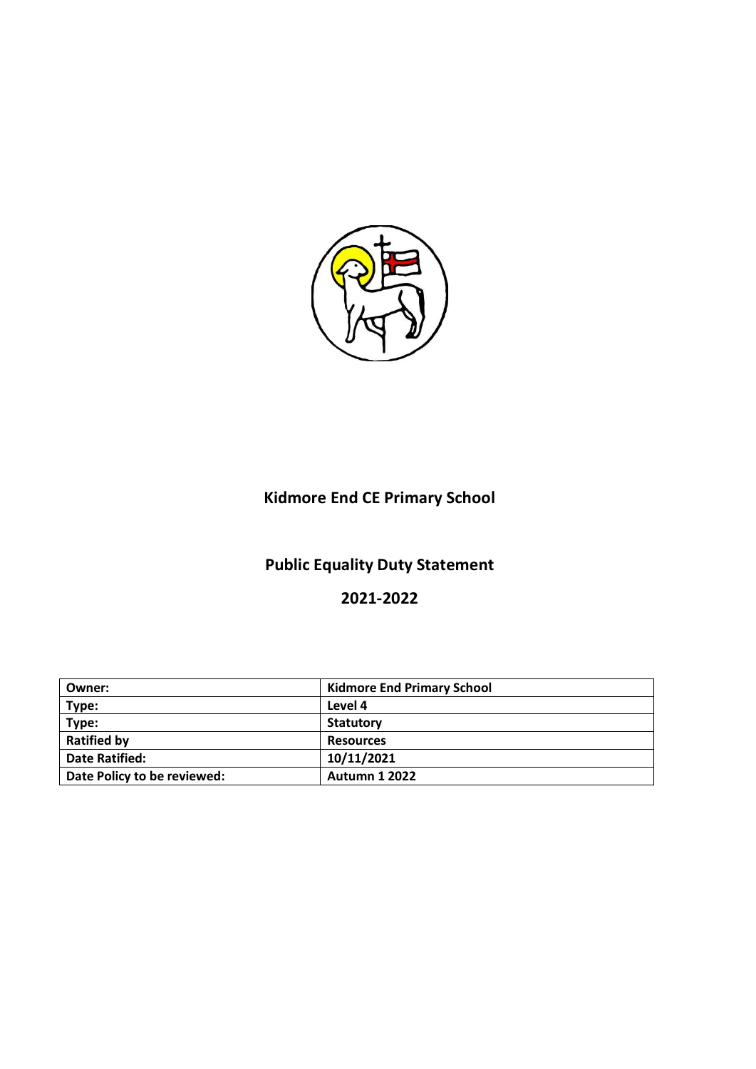# Kidmore End CE Primary School

## Public Equality Duty Statement

## 2021-2022

| | |
|---|---|
| **Owner:** | **Kidmore End Primary School** |
| **Type:** | **Level 4** |
| **Type:** | **Statutory** |
| **Ratified by** | **Resources** |
| **Date Ratified:** | **10/11/2021** |
| **Date Policy to be reviewed:** | **Autumn 1 2022** |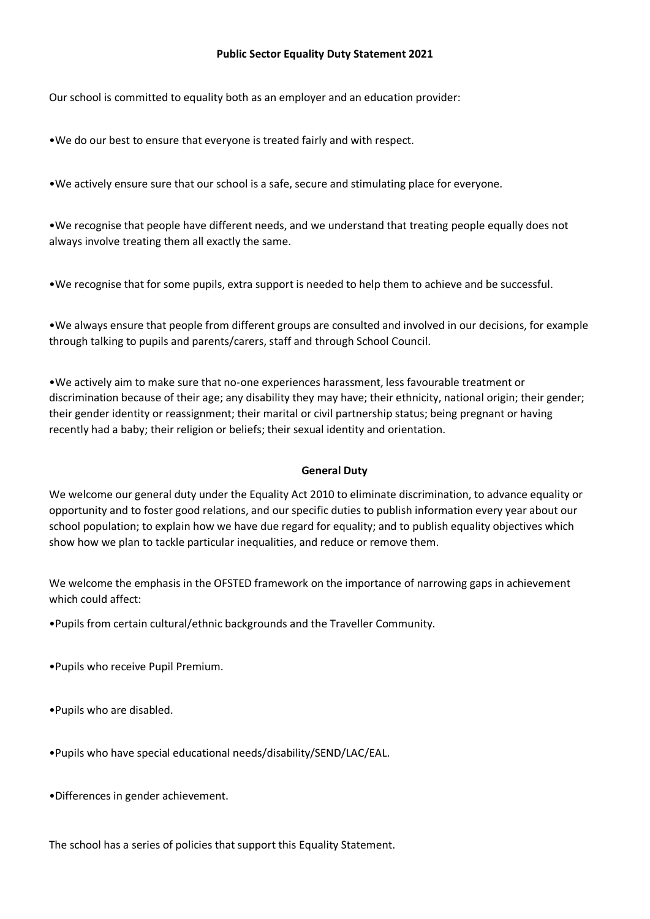**Public Sector Equality Duty Statement 2021**

Our school is committed to equality both as an employer and an education provider:

- We do our best to ensure that everyone is treated fairly and with respect.
- We actively ensure sure that our school is a safe, secure and stimulating place for everyone.
- We recognise that people have different needs, and we understand that treating people equally does not always involve treating them all exactly the same.
- We recognise that for some pupils, extra support is needed to help them to achieve and be successful.
- We always ensure that people from different groups are consulted and involved in our decisions, for example through talking to pupils and parents/carers, staff and through School Council.
- We actively aim to make sure that no-one experiences harassment, less favourable treatment or discrimination because of their age; any disability they may have; their ethnicity, national origin; their gender; their gender identity or reassignment; their marital or civil partnership status; being pregnant or having recently had a baby; their religion or beliefs; their sexual identity and orientation.

**General Duty**

We welcome our general duty under the Equality Act 2010 to eliminate discrimination, to advance equality or opportunity and to foster good relations, and our specific duties to publish information every year about our school population; to explain how we have due regard for equality; and to publish equality objectives which show how we plan to tackle particular inequalities, and reduce or remove them.

We welcome the emphasis in the OFSTED framework on the importance of narrowing gaps in achievement which could affect:

- Pupils from certain cultural/ethnic backgrounds and the Traveller Community.
- Pupils who receive Pupil Premium.
- Pupils who are disabled.
- Pupils who have special educational needs/disability/SEND/LAC/EAL.
- Differences in gender achievement.

The school has a series of policies that support this Equality Statement.